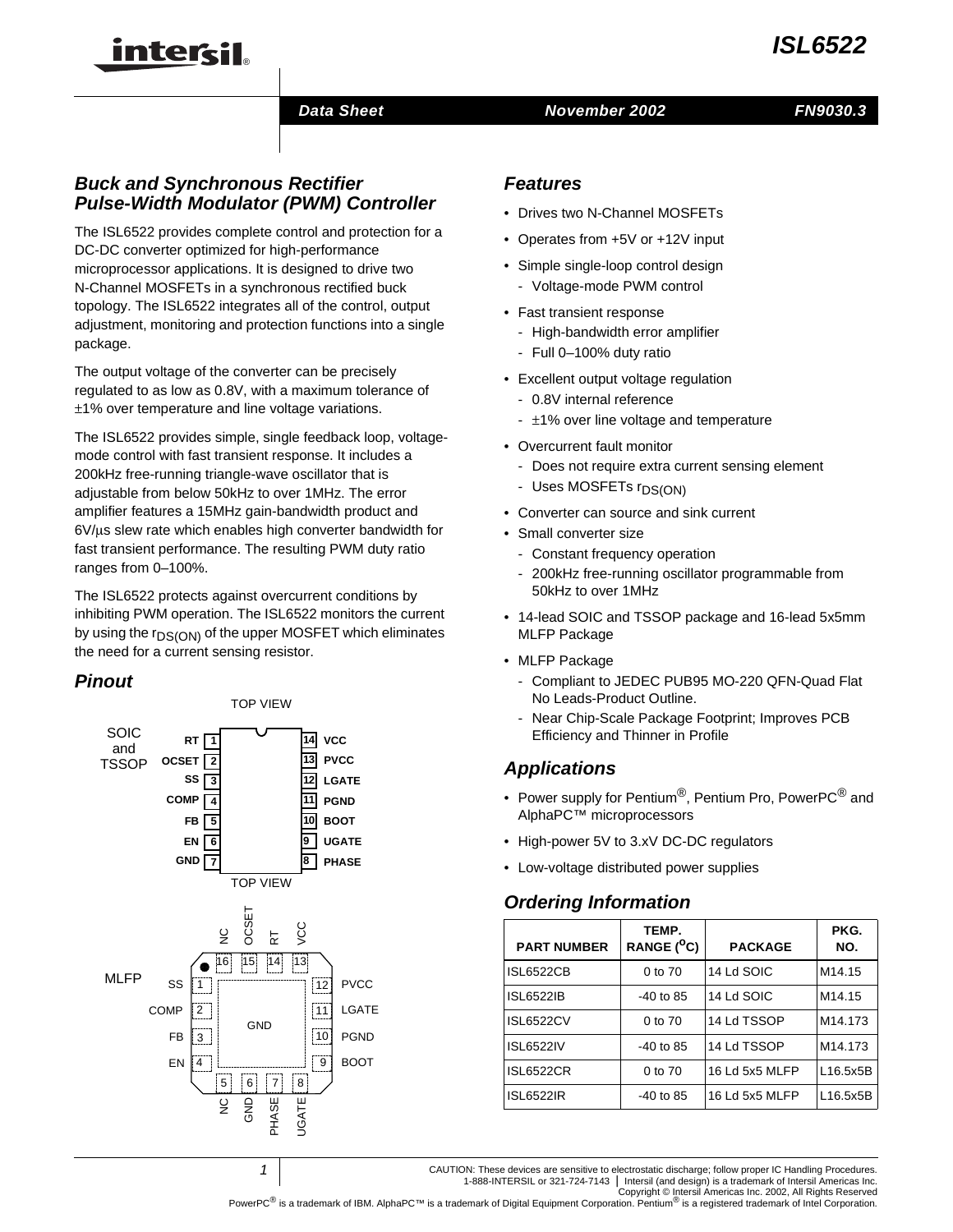# ISL6522

Data Sheet — November 2002 — FN9030.3

## Buck and Synchronous Rectifier Pulse-Width Modulator (PWM) Controller

The ISL6522 provides complete control and protection for a DC-DC converter optimized for high-performance microprocessor applications. It is designed to drive two N-Channel MOSFETs in a synchronous rectified buck topology. The ISL6522 integrates all of the control, output adjustment, monitoring and protection functions into a single package.

The output voltage of the converter can be precisely regulated to as low as 0.8V, with a maximum tolerance of ±1% over temperature and line voltage variations.

The ISL6522 provides simple, single feedback loop, voltage-mode control with fast transient response. It includes a 200kHz free-running triangle-wave oscillator that is adjustable from below 50kHz to over 1MHz. The error amplifier features a 15MHz gain-bandwidth product and 6V/μs slew rate which enables high converter bandwidth for fast transient performance. The resulting PWM duty ratio ranges from 0–100%.

The ISL6522 protects against overcurrent conditions by inhibiting PWM operation. The ISL6522 monitors the current by using the $r_{DS(ON)}$ of the upper MOSFET which eliminates the need for a current sensing resistor.

## Pinout

SOIC and TSSOP — TOP VIEW

| Pin | Name | Pin | Name |
|---|---|---|---|
| 1 | RT | 14 | VCC |
| 2 | OCSET | 13 | PVCC |
| 3 | SS | 12 | LGATE |
| 4 | COMP | 11 | PGND |
| 5 | FB | 10 | BOOT |
| 6 | EN | 9 | UGATE |
| 7 | GND | 8 | PHASE |

MLFP — TOP VIEW

| Pin | Name | Pin | Name |
|---|---|---|---|
| 1 | SS | 9 | BOOT |
| 2 | COMP | 10 | PGND |
| 3 | FB | 11 | LGATE |
| 4 | EN | 12 | PVCC |
| 5 | NC | 13 | VCC |
| 6 | GND | 14 | RT |
| 7 | PHASE | 15 | OCSET |
| 8 | UGATE | 16 | NC |

Exposed pad: GND

## Features

- Drives two N-Channel MOSFETs
- Operates from +5V or +12V input
- Simple single-loop control design
  - Voltage-mode PWM control
- Fast transient response
  - High-bandwidth error amplifier
  - Full 0–100% duty ratio
- Excellent output voltage regulation
  - 0.8V internal reference
  - ±1% over line voltage and temperature
- Overcurrent fault monitor
  - Does not require extra current sensing element
  - Uses MOSFETs $r_{DS(ON)}$
- Converter can source and sink current
- Small converter size
  - Constant frequency operation
  - 200kHz free-running oscillator programmable from 50kHz to over 1MHz
- 14-lead SOIC and TSSOP package and 16-lead 5x5mm MLFP Package
- MLFP Package
  - Compliant to JEDEC PUB95 MO-220 QFN-Quad Flat No Leads-Product Outline.
  - Near Chip-Scale Package Footprint; Improves PCB Efficiency and Thinner in Profile

## Applications

- Power supply for Pentium®, Pentium Pro, PowerPC® and AlphaPC™ microprocessors
- High-power 5V to 3.xV DC-DC regulators
- Low-voltage distributed power supplies

## Ordering Information

| PART NUMBER | TEMP. RANGE (°C) | PACKAGE | PKG. NO. |
|---|---|---|---|
| ISL6522CB | 0 to 70 | 14 Ld SOIC | M14.15 |
| ISL6522IB | -40 to 85 | 14 Ld SOIC | M14.15 |
| ISL6522CV | 0 to 70 | 14 Ld TSSOP | M14.173 |
| ISL6522IV | -40 to 85 | 14 Ld TSSOP | M14.173 |
| ISL6522CR | 0 to 70 | 16 Ld 5x5 MLFP | L16.5x5B |
| ISL6522IR | -40 to 85 | 16 Ld 5x5 MLFP | L16.5x5B |

CAUTION: These devices are sensitive to electrostatic discharge; follow proper IC Handling Procedures.
1-888-INTERSIL or 321-724-7143 | Intersil (and design) is a trademark of Intersil Americas Inc.
Copyright © Intersil Americas Inc. 2002, All Rights Reserved
PowerPC® is a trademark of IBM. AlphaPC™ is a trademark of Digital Equipment Corporation. Pentium® is a registered trademark of Intel Corporation.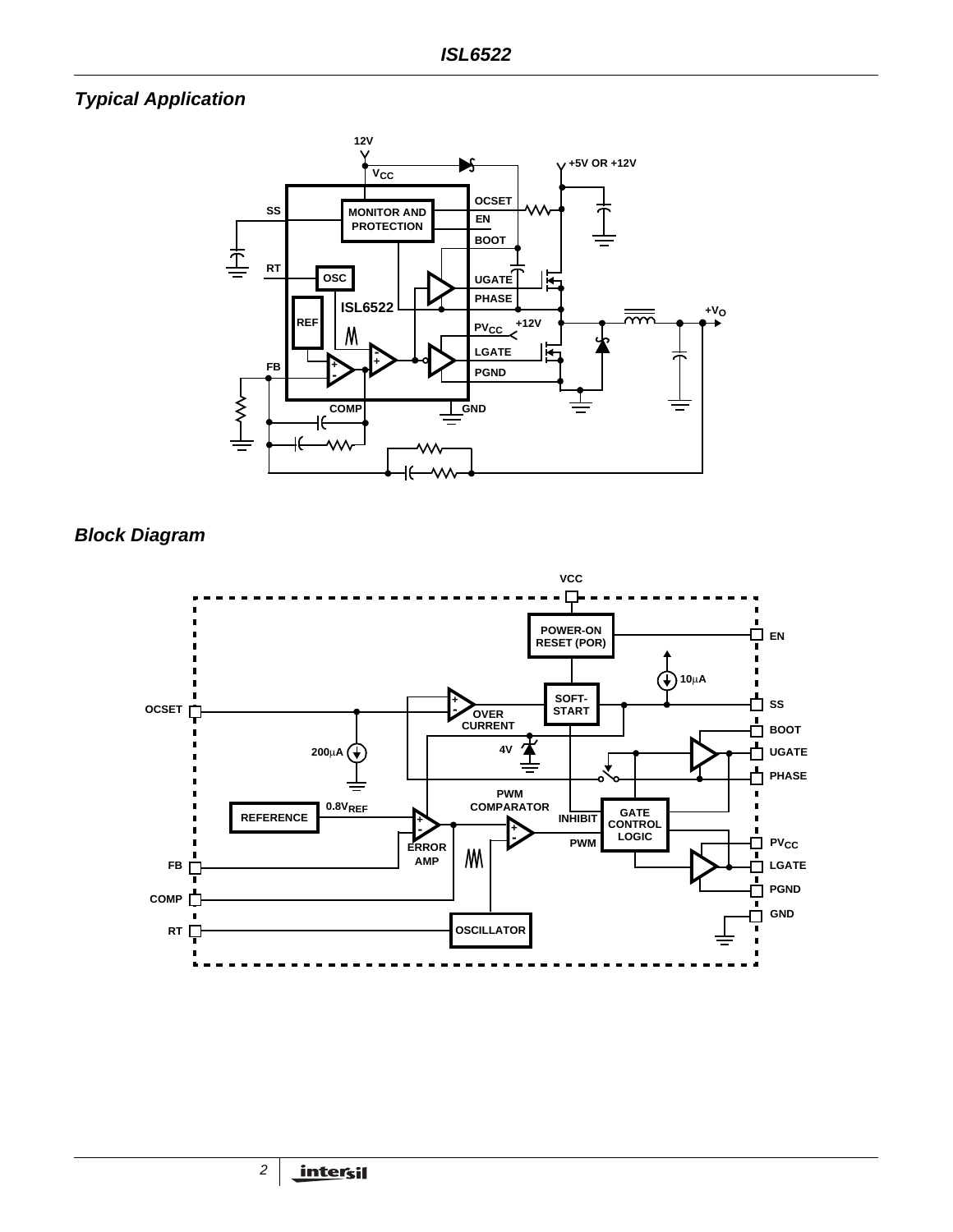## Typical Application

## Block Diagram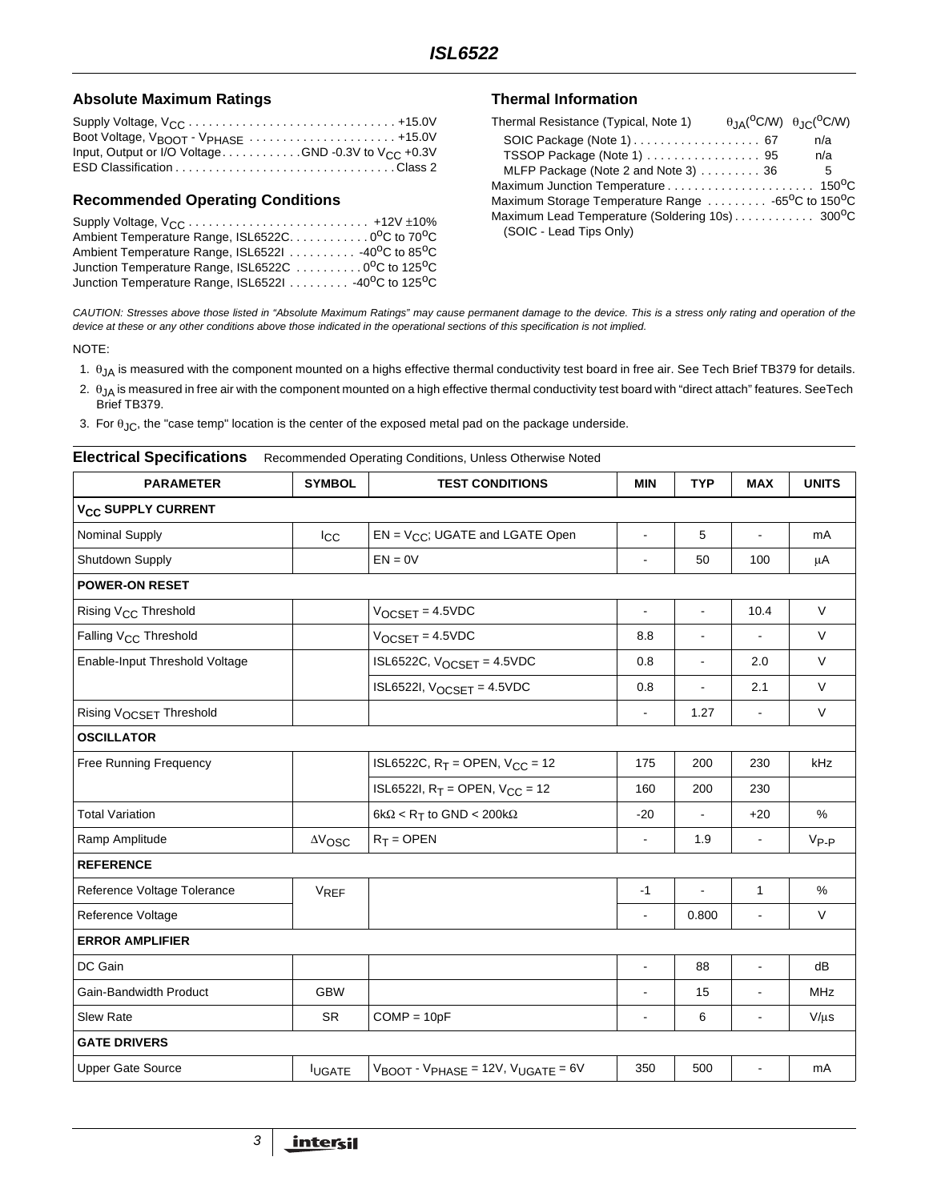## Absolute Maximum Ratings

Supply Voltage, $V_{CC}$ . . . . . . . . . . . . . . . . . . . . . . . . . . . . . . +15.0V
Boot Voltage, $V_{BOOT}$ - $V_{PHASE}$ . . . . . . . . . . . . . . . . . . . . . . +15.0V
Input, Output or I/O Voltage . . . . . . . . . . . GND -0.3V to $V_{CC}$ +0.3V
ESD Classification . . . . . . . . . . . . . . . . . . . . . . . . . . . . . . . . Class 2

## Recommended Operating Conditions

Supply Voltage, $V_{CC}$ . . . . . . . . . . . . . . . . . . . . . . . . . . +12V ±10%
Ambient Temperature Range, ISL6522C. . . . . . . . . . . . $0^oC$ to $70^oC$
Ambient Temperature Range, ISL6522I . . . . . . . . . . $-40^oC$ to $85^oC$
Junction Temperature Range, ISL6522C . . . . . . . . . . $0^oC$ to $125^oC$
Junction Temperature Range, ISL6522I . . . . . . . . . $-40^oC$ to $125^oC$

## Thermal Information

| Thermal Resistance (Typical, Note 1) | $\theta_{JA}$ ($^oC$/W) | $\theta_{JC}$ ($^oC$/W) |
|---|---|---|
| SOIC Package (Note 1) | 67 | n/a |
| TSSOP Package (Note 1) | 95 | n/a |
| MLFP Package (Note 2 and Note 3) | 36 | 5 |

Maximum Junction Temperature . . . . . . . . . . . . . . . . . . . . . . $150^oC$
Maximum Storage Temperature Range . . . . . . . . . $-65^oC$ to $150^oC$
Maximum Lead Temperature (Soldering 10s) . . . . . . . . . . . . $300^oC$
(SOIC - Lead Tips Only)

*CAUTION: Stresses above those listed in "Absolute Maximum Ratings" may cause permanent damage to the device. This is a stress only rating and operation of the device at these or any other conditions above those indicated in the operational sections of this specification is not implied.*

NOTE:

1. $\theta_{JA}$ is measured with the component mounted on a highs effective thermal conductivity test board in free air. See Tech Brief TB379 for details.
2. $\theta_{JA}$ is measured in free air with the component mounted on a high effective thermal conductivity test board with "direct attach" features. SeeTech Brief TB379.
3. For $\theta_{JC}$, the "case temp" location is the center of the exposed metal pad on the package underside.

**Electrical Specifications** Recommended Operating Conditions, Unless Otherwise Noted

| PARAMETER | SYMBOL | TEST CONDITIONS | MIN | TYP | MAX | UNITS |
|---|---|---|---|---|---|---|
| **$V_{CC}$ SUPPLY CURRENT** | | | | | | |
| Nominal Supply | $I_{CC}$ | EN = $V_{CC}$; UGATE and LGATE Open | - | 5 | - | mA |
| Shutdown Supply | | EN = 0V | - | 50 | 100 | μA |
| **POWER-ON RESET** | | | | | | |
| Rising $V_{CC}$ Threshold | | $V_{OCSET}$ = 4.5VDC | - | - | 10.4 | V |
| Falling $V_{CC}$ Threshold | | $V_{OCSET}$ = 4.5VDC | 8.8 | - | - | V |
| Enable-Input Threshold Voltage | | ISL6522C, $V_{OCSET}$ = 4.5VDC | 0.8 | - | 2.0 | V |
| | | ISL6522I, $V_{OCSET}$ = 4.5VDC | 0.8 | - | 2.1 | V |
| Rising $V_{OCSET}$ Threshold | | | - | 1.27 | - | V |
| **OSCILLATOR** | | | | | | |
| Free Running Frequency | | ISL6522C, $R_T$ = OPEN, $V_{CC}$ = 12 | 175 | 200 | 230 | kHz |
| | | ISL6522I, $R_T$ = OPEN, $V_{CC}$ = 12 | 160 | 200 | 230 | |
| Total Variation | | 6kΩ < $R_T$ to GND < 200kΩ | -20 | - | +20 | % |
| Ramp Amplitude | $\Delta V_{OSC}$ | $R_T$ = OPEN | - | 1.9 | - | $V_{P-P}$ |
| **REFERENCE** | | | | | | |
| Reference Voltage Tolerance | $V_{REF}$ | | -1 | - | 1 | % |
| Reference Voltage | | | - | 0.800 | - | V |
| **ERROR AMPLIFIER** | | | | | | |
| DC Gain | | | - | 88 | - | dB |
| Gain-Bandwidth Product | GBW | | - | 15 | - | MHz |
| Slew Rate | SR | COMP = 10pF | - | 6 | - | V/μs |
| **GATE DRIVERS** | | | | | | |
| Upper Gate Source | $I_{UGATE}$ | $V_{BOOT}$ - $V_{PHASE}$ = 12V, $V_{UGATE}$ = 6V | 350 | 500 | - | mA |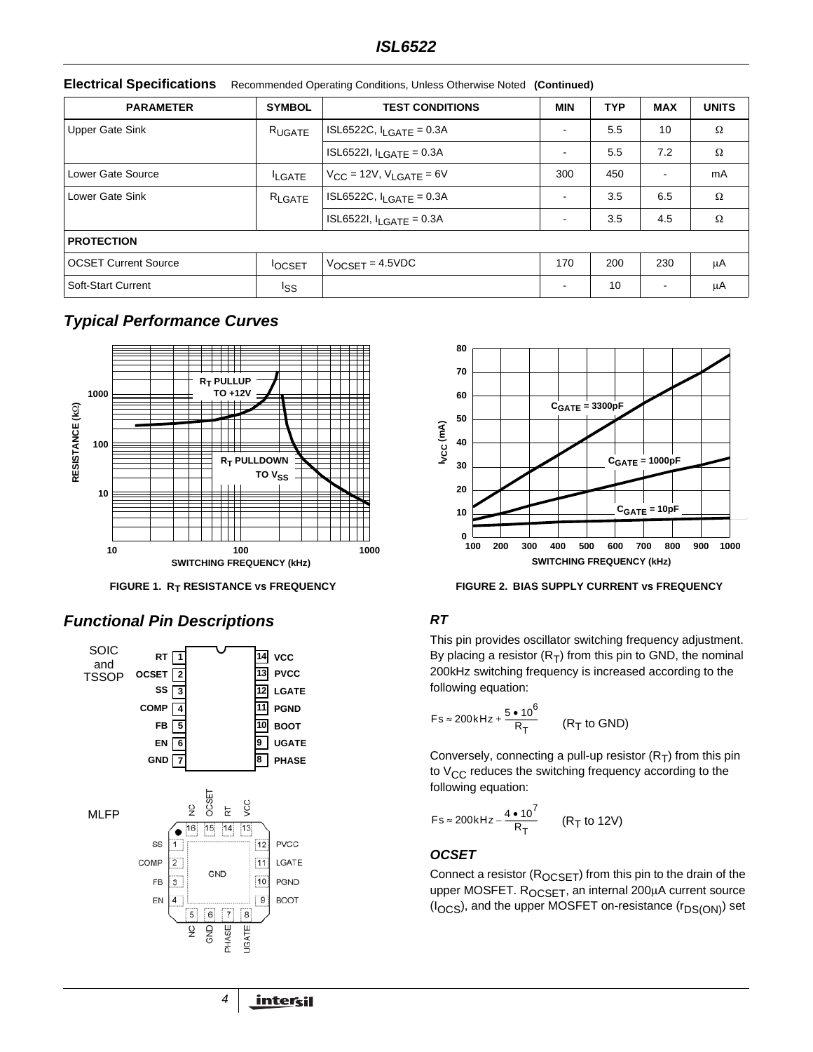**Electrical Specifications** Recommended Operating Conditions, Unless Otherwise Noted **(Continued)**

| PARAMETER | SYMBOL | TEST CONDITIONS | MIN | TYP | MAX | UNITS |
|---|---|---|---|---|---|---|
| Upper Gate Sink | $R_{UGATE}$ | ISL6522C, $I_{LGATE}$ = 0.3A | - | 5.5 | 10 | Ω |
| | | ISL6522I, $I_{LGATE}$ = 0.3A | - | 5.5 | 7.2 | Ω |
| Lower Gate Source | $I_{LGATE}$ | $V_{CC}$ = 12V, $V_{LGATE}$ = 6V | 300 | 450 | - | mA |
| Lower Gate Sink | $R_{LGATE}$ | ISL6522C, $I_{LGATE}$ = 0.3A | - | 3.5 | 6.5 | Ω |
| | | ISL6522I, $I_{LGATE}$ = 0.3A | - | 3.5 | 4.5 | Ω |
| **PROTECTION** | | | | | | |
| OCSET Current Source | $I_{OCSET}$ | $V_{OCSET}$ = 4.5VDC | 170 | 200 | 230 | μA |
| Soft-Start Current | $I_{SS}$ | | - | 10 | - | μA |

## *Typical Performance Curves*

FIGURE 1. $R_T$ RESISTANCE vs FREQUENCY

FIGURE 2. BIAS SUPPLY CURRENT vs FREQUENCY

## *Functional Pin Descriptions*

SOIC and TSSOP

| Pin | Name | Pin | Name |
|---|---|---|---|
| 1 | RT | 14 | VCC |
| 2 | OCSET | 13 | PVCC |
| 3 | SS | 12 | LGATE |
| 4 | COMP | 11 | PGND |
| 5 | FB | 10 | BOOT |
| 6 | EN | 9 | UGATE |
| 7 | GND | 8 | PHASE |

MLFP

| Pin | Name | Pin | Name |
|---|---|---|---|
| 1 | SS | 9 | BOOT |
| 2 | COMP | 10 | PGND |
| 3 | FB | 11 | LGATE |
| 4 | EN | 12 | PVCC |
| 5 | NC | 13 | VCC |
| 6 | GND | 14 | RT |
| 7 | PHASE | 15 | OCSET |
| 8 | UGATE | 16 | NC |

### *RT*

This pin provides oscillator switching frequency adjustment. By placing a resistor ($R_T$) from this pin to GND, the nominal 200kHz switching frequency is increased according to the following equation:

$$Fs \approx 200kHz + \frac{5 \bullet 10^6}{R_T} \qquad (R_T \text{ to GND})$$

Conversely, connecting a pull-up resistor ($R_T$) from this pin to $V_{CC}$ reduces the switching frequency according to the following equation:

$$Fs \approx 200kHz - \frac{4 \bullet 10^7}{R_T} \qquad (R_T \text{ to 12V})$$

### *OCSET*

Connect a resistor ($R_{OCSET}$) from this pin to the drain of the upper MOSFET. $R_{OCSET}$, an internal 200μA current source ($I_{OCS}$), and the upper MOSFET on-resistance ($r_{DS(ON)}$) set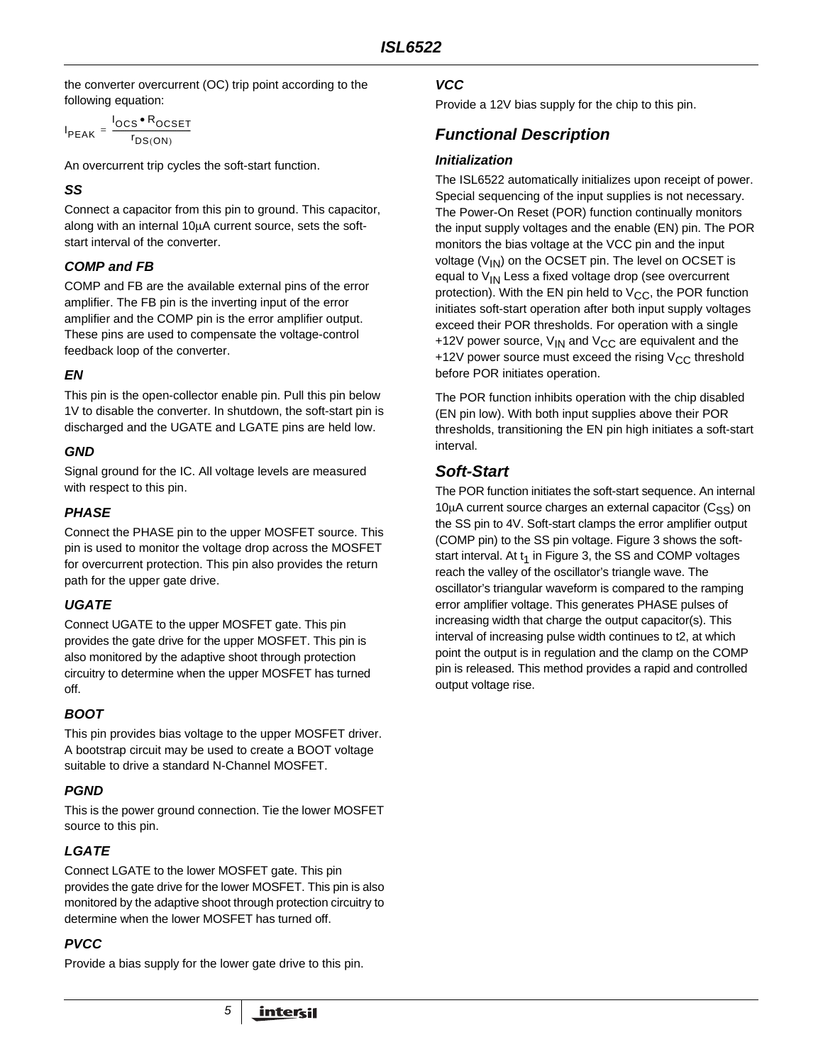the converter overcurrent (OC) trip point according to the following equation:

$$I_{PEAK} = \frac{I_{OCS} \bullet R_{OCSET}}{r_{DS(ON)}}$$

An overcurrent trip cycles the soft-start function.

### SS

Connect a capacitor from this pin to ground. This capacitor, along with an internal 10μA current source, sets the soft-start interval of the converter.

### COMP and FB

COMP and FB are the available external pins of the error amplifier. The FB pin is the inverting input of the error amplifier and the COMP pin is the error amplifier output. These pins are used to compensate the voltage-control feedback loop of the converter.

### EN

This pin is the open-collector enable pin. Pull this pin below 1V to disable the converter. In shutdown, the soft-start pin is discharged and the UGATE and LGATE pins are held low.

### GND

Signal ground for the IC. All voltage levels are measured with respect to this pin.

### PHASE

Connect the PHASE pin to the upper MOSFET source. This pin is used to monitor the voltage drop across the MOSFET for overcurrent protection. This pin also provides the return path for the upper gate drive.

### UGATE

Connect UGATE to the upper MOSFET gate. This pin provides the gate drive for the upper MOSFET. This pin is also monitored by the adaptive shoot through protection circuitry to determine when the upper MOSFET has turned off.

### BOOT

This pin provides bias voltage to the upper MOSFET driver. A bootstrap circuit may be used to create a BOOT voltage suitable to drive a standard N-Channel MOSFET.

### PGND

This is the power ground connection. Tie the lower MOSFET source to this pin.

### LGATE

Connect LGATE to the lower MOSFET gate. This pin provides the gate drive for the lower MOSFET. This pin is also monitored by the adaptive shoot through protection circuitry to determine when the lower MOSFET has turned off.

### PVCC

Provide a bias supply for the lower gate drive to this pin.

### VCC

Provide a 12V bias supply for the chip to this pin.

## Functional Description

### Initialization

The ISL6522 automatically initializes upon receipt of power. Special sequencing of the input supplies is not necessary. The Power-On Reset (POR) function continually monitors the input supply voltages and the enable (EN) pin. The POR monitors the bias voltage at the VCC pin and the input voltage ($V_{IN}$) on the OCSET pin. The level on OCSET is equal to $V_{IN}$ Less a fixed voltage drop (see overcurrent protection). With the EN pin held to $V_{CC}$, the POR function initiates soft-start operation after both input supply voltages exceed their POR thresholds. For operation with a single +12V power source, $V_{IN}$ and $V_{CC}$ are equivalent and the +12V power source must exceed the rising $V_{CC}$ threshold before POR initiates operation.

The POR function inhibits operation with the chip disabled (EN pin low). With both input supplies above their POR thresholds, transitioning the EN pin high initiates a soft-start interval.

## Soft-Start

The POR function initiates the soft-start sequence. An internal 10μA current source charges an external capacitor ($C_{SS}$) on the SS pin to 4V. Soft-start clamps the error amplifier output (COMP pin) to the SS pin voltage. Figure 3 shows the soft-start interval. At $t_1$ in Figure 3, the SS and COMP voltages reach the valley of the oscillator's triangle wave. The oscillator's triangular waveform is compared to the ramping error amplifier voltage. This generates PHASE pulses of increasing width that charge the output capacitor(s). This interval of increasing pulse width continues to t2, at which point the output is in regulation and the clamp on the COMP pin is released. This method provides a rapid and controlled output voltage rise.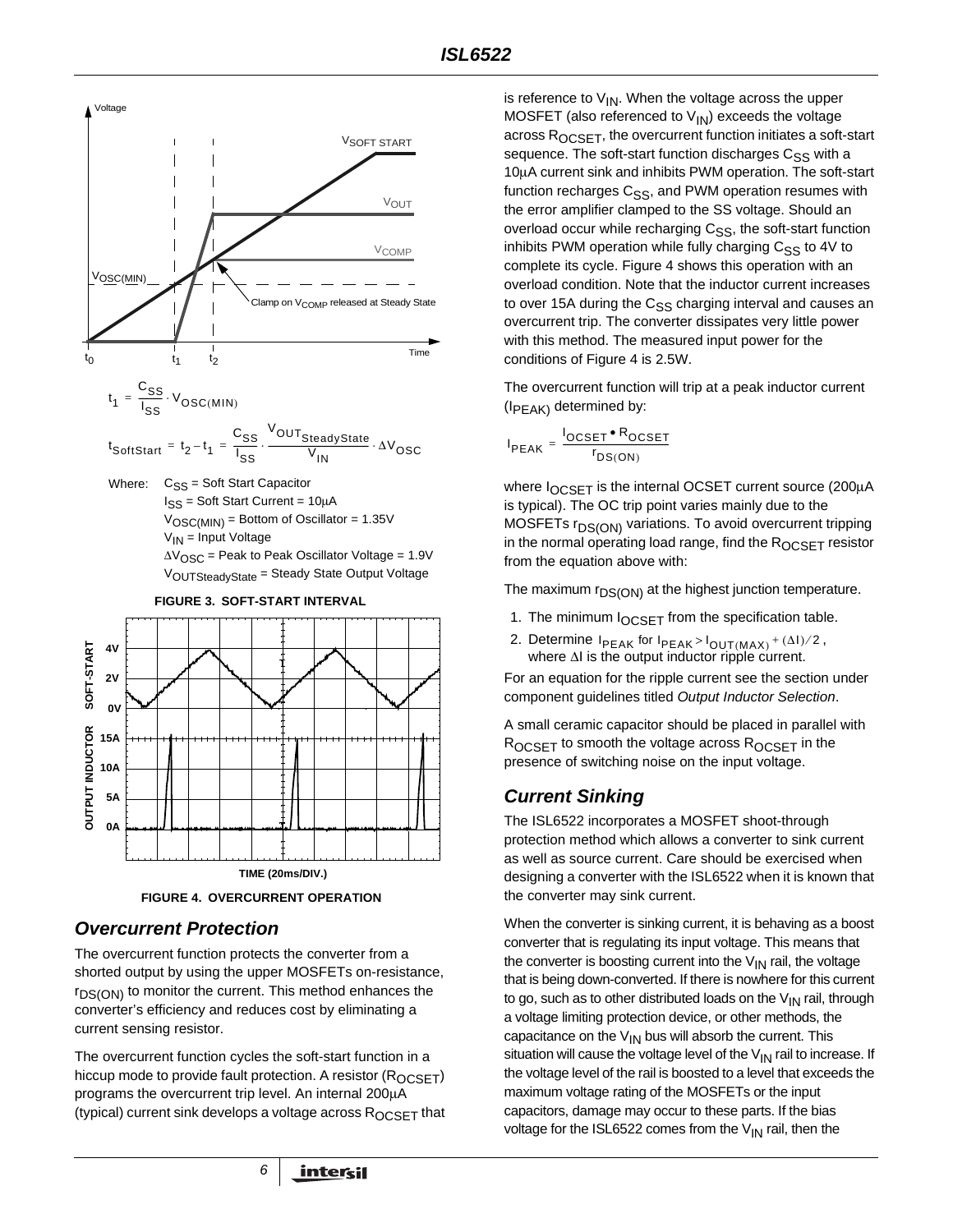$$t_1 = \frac{C_{SS}}{I_{SS}} \cdot V_{OSC(MIN)}$$

$$t_{SoftStart} = t_2 - t_1 = \frac{C_{SS}}{I_{SS}} \cdot \frac{V_{OUT_{SteadyState}}}{V_{IN}} \cdot \Delta V_{OSC}$$

Where: $C_{SS}$ = Soft Start Capacitor
$I_{SS}$ = Soft Start Current = 10μA
$V_{OSC(MIN)}$ = Bottom of Oscillator = 1.35V
$V_{IN}$ = Input Voltage
$\Delta V_{OSC}$ = Peak to Peak Oscillator Voltage = 1.9V
$V_{OUTSteadyState}$ = Steady State Output Voltage

**FIGURE 3. SOFT-START INTERVAL**

**FIGURE 4. OVERCURRENT OPERATION**

## Overcurrent Protection

The overcurrent function protects the converter from a shorted output by using the upper MOSFETs on-resistance, $r_{DS(ON)}$ to monitor the current. This method enhances the converter's efficiency and reduces cost by eliminating a current sensing resistor.

The overcurrent function cycles the soft-start function in a hiccup mode to provide fault protection. A resistor ($R_{OCSET}$) programs the overcurrent trip level. An internal 200μA (typical) current sink develops a voltage across $R_{OCSET}$ that is reference to $V_{IN}$. When the voltage across the upper MOSFET (also referenced to $V_{IN}$) exceeds the voltage across $R_{OCSET}$, the overcurrent function initiates a soft-start sequence. The soft-start function discharges $C_{SS}$ with a 10μA current sink and inhibits PWM operation. The soft-start function recharges $C_{SS}$, and PWM operation resumes with the error amplifier clamped to the SS voltage. Should an overload occur while recharging $C_{SS}$, the soft-start function inhibits PWM operation while fully charging $C_{SS}$ to 4V to complete its cycle. Figure 4 shows this operation with an overload condition. Note that the inductor current increases to over 15A during the $C_{SS}$ charging interval and causes an overcurrent trip. The converter dissipates very little power with this method. The measured input power for the conditions of Figure 4 is 2.5W.

The overcurrent function will trip at a peak inductor current ($I_{PEAK}$) determined by:

$$I_{PEAK} = \frac{I_{OCSET} \bullet R_{OCSET}}{r_{DS(ON)}}$$

where $I_{OCSET}$ is the internal OCSET current source (200μA is typical). The OC trip point varies mainly due to the MOSFETs $r_{DS(ON)}$ variations. To avoid overcurrent tripping in the normal operating load range, find the $R_{OCSET}$ resistor from the equation above with:

The maximum $r_{DS(ON)}$ at the highest junction temperature.

1. The minimum $I_{OCSET}$ from the specification table.
2. Determine $I_{PEAK}$ for $I_{PEAK} > I_{OUT(MAX)} + (\Delta I)/2$, where $\Delta I$ is the output inductor ripple current.

For an equation for the ripple current see the section under component guidelines titled *Output Inductor Selection*.

A small ceramic capacitor should be placed in parallel with $R_{OCSET}$ to smooth the voltage across $R_{OCSET}$ in the presence of switching noise on the input voltage.

## Current Sinking

The ISL6522 incorporates a MOSFET shoot-through protection method which allows a converter to sink current as well as source current. Care should be exercised when designing a converter with the ISL6522 when it is known that the converter may sink current.

When the converter is sinking current, it is behaving as a boost converter that is regulating its input voltage. This means that the converter is boosting current into the $V_{IN}$ rail, the voltage that is being down-converted. If there is nowhere for this current to go, such as to other distributed loads on the $V_{IN}$ rail, through a voltage limiting protection device, or other methods, the capacitance on the $V_{IN}$ bus will absorb the current. This situation will cause the voltage level of the $V_{IN}$ rail to increase. If the voltage level of the rail is boosted to a level that exceeds the maximum voltage rating of the MOSFETs or the input capacitors, damage may occur to these parts. If the bias voltage for the ISL6522 comes from the $V_{IN}$ rail, then the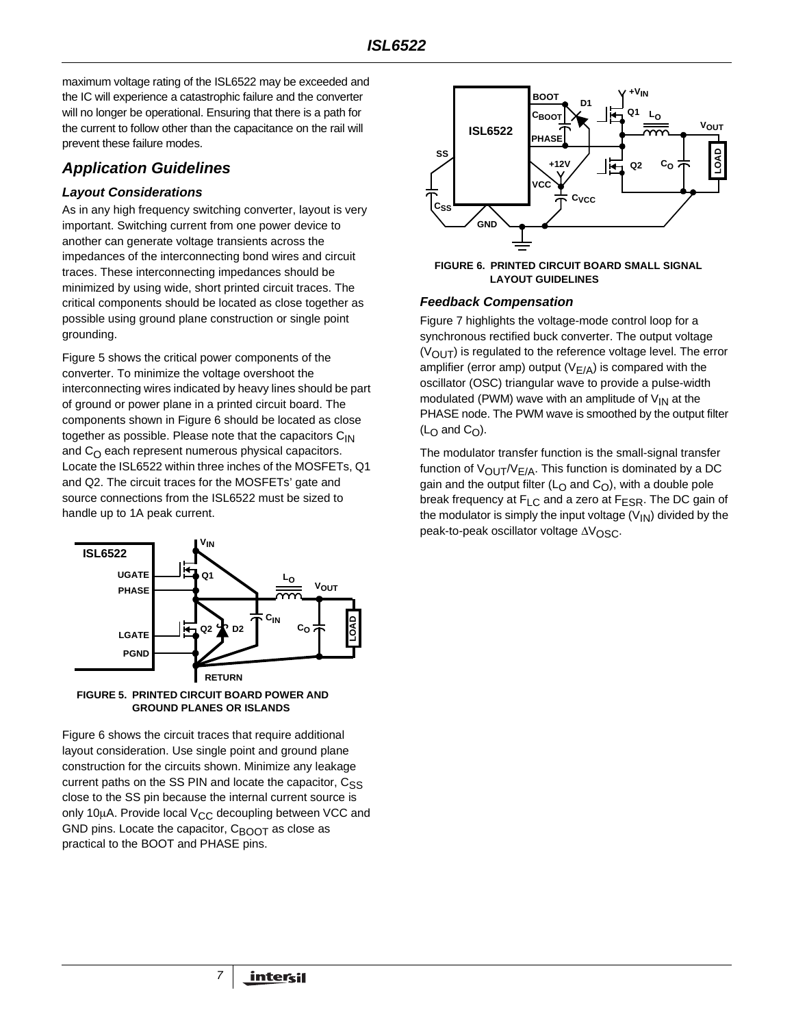maximum voltage rating of the ISL6522 may be exceeded and the IC will experience a catastrophic failure and the converter will no longer be operational. Ensuring that there is a path for the current to follow other than the capacitance on the rail will prevent these failure modes.

## Application Guidelines

### Layout Considerations

As in any high frequency switching converter, layout is very important. Switching current from one power device to another can generate voltage transients across the impedances of the interconnecting bond wires and circuit traces. These interconnecting impedances should be minimized by using wide, short printed circuit traces. The critical components should be located as close together as possible using ground plane construction or single point grounding.

Figure 5 shows the critical power components of the converter. To minimize the voltage overshoot the interconnecting wires indicated by heavy lines should be part of ground or power plane in a printed circuit board. The components shown in Figure 6 should be located as close together as possible. Please note that the capacitors $C_{IN}$ and $C_O$ each represent numerous physical capacitors. Locate the ISL6522 within three inches of the MOSFETs, Q1 and Q2. The circuit traces for the MOSFETs' gate and source connections from the ISL6522 must be sized to handle up to 1A peak current.

**FIGURE 5. PRINTED CIRCUIT BOARD POWER AND GROUND PLANES OR ISLANDS**

Figure 6 shows the circuit traces that require additional layout consideration. Use single point and ground plane construction for the circuits shown. Minimize any leakage current paths on the SS PIN and locate the capacitor, $C_{SS}$ close to the SS pin because the internal current source is only 10μA. Provide local $V_{CC}$ decoupling between VCC and GND pins. Locate the capacitor, $C_{BOOT}$ as close as practical to the BOOT and PHASE pins.

**FIGURE 6. PRINTED CIRCUIT BOARD SMALL SIGNAL LAYOUT GUIDELINES**

### Feedback Compensation

Figure 7 highlights the voltage-mode control loop for a synchronous rectified buck converter. The output voltage ($V_{OUT}$) is regulated to the reference voltage level. The error amplifier (error amp) output ($V_{E/A}$) is compared with the oscillator (OSC) triangular wave to provide a pulse-width modulated (PWM) wave with an amplitude of $V_{IN}$ at the PHASE node. The PWM wave is smoothed by the output filter ($L_O$ and $C_O$).

The modulator transfer function is the small-signal transfer function of $V_{OUT}/V_{E/A}$. This function is dominated by a DC gain and the output filter ($L_O$ and $C_O$), with a double pole break frequency at $F_{LC}$ and a zero at $F_{ESR}$. The DC gain of the modulator is simply the input voltage ($V_{IN}$) divided by the peak-to-peak oscillator voltage $\Delta V_{OSC}$.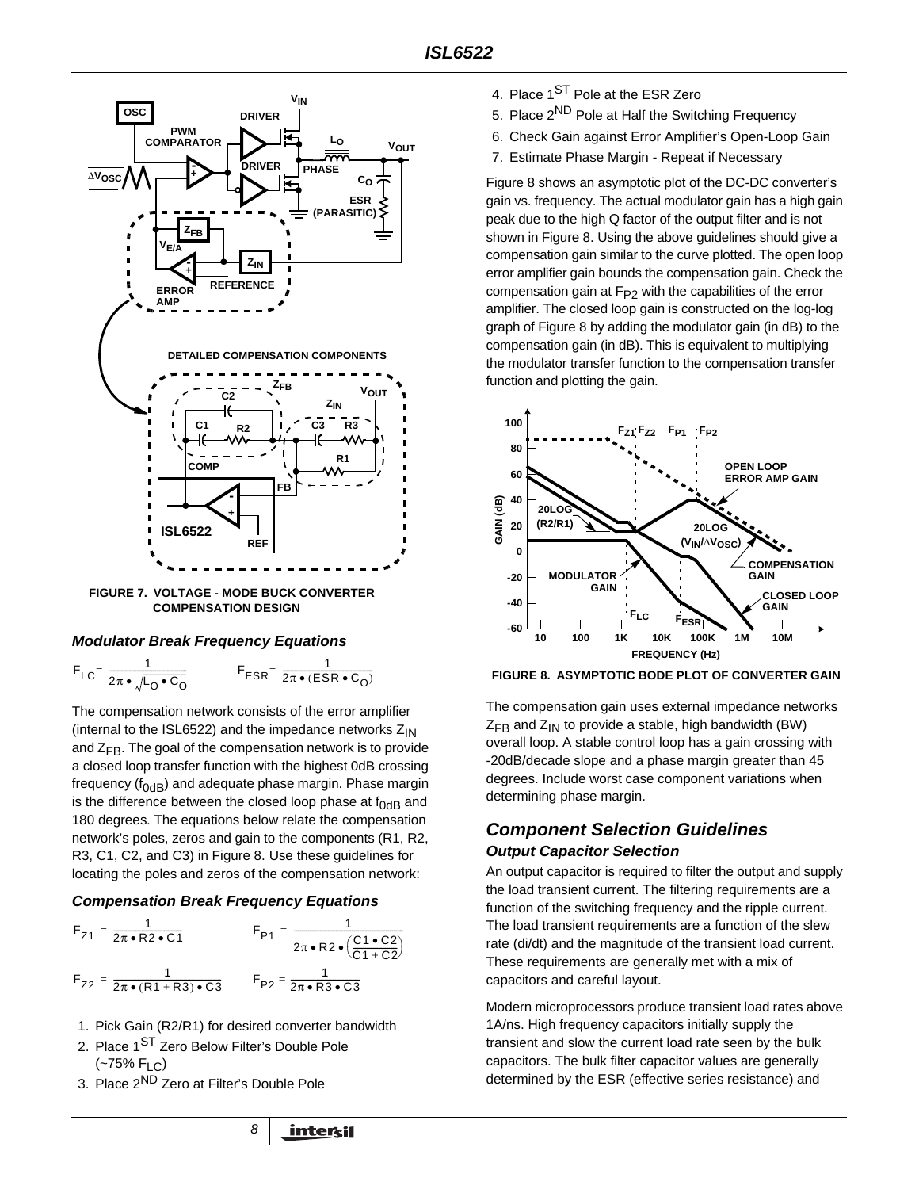FIGURE 7. VOLTAGE - MODE BUCK CONVERTER COMPENSATION DESIGN

### *Modulator Break Frequency Equations*

$$F_{LC} = \frac{1}{2\pi \bullet \sqrt{L_O \bullet C_O}} \qquad F_{ESR} = \frac{1}{2\pi \bullet (ESR \bullet C_O)}$$

The compensation network consists of the error amplifier (internal to the ISL6522) and the impedance networks $Z_{IN}$ and $Z_{FB}$. The goal of the compensation network is to provide a closed loop transfer function with the highest 0dB crossing frequency ($f_{0dB}$) and adequate phase margin. Phase margin is the difference between the closed loop phase at $f_{0dB}$ and 180 degrees. The equations below relate the compensation network's poles, zeros and gain to the components (R1, R2, R3, C1, C2, and C3) in Figure 8. Use these guidelines for locating the poles and zeros of the compensation network:

### *Compensation Break Frequency Equations*

$$F_{Z1} = \frac{1}{2\pi \bullet R2 \bullet C1} \qquad F_{P1} = \frac{1}{2\pi \bullet R2 \bullet \left(\frac{C1 \bullet C2}{C1 + C2}\right)}$$

$$F_{Z2} = \frac{1}{2\pi \bullet (R1 + R3) \bullet C3} \qquad F_{P2} = \frac{1}{2\pi \bullet R3 \bullet C3}$$

1. Pick Gain (R2/R1) for desired converter bandwidth
2. Place 1ST Zero Below Filter's Double Pole (~75% $F_{LC}$)
3. Place 2ND Zero at Filter's Double Pole
4. Place 1ST Pole at the ESR Zero
5. Place 2ND Pole at Half the Switching Frequency
6. Check Gain against Error Amplifier's Open-Loop Gain
7. Estimate Phase Margin - Repeat if Necessary

Figure 8 shows an asymptotic plot of the DC-DC converter's gain vs. frequency. The actual modulator gain has a high gain peak due to the high Q factor of the output filter and is not shown in Figure 8. Using the above guidelines should give a compensation gain similar to the curve plotted. The open loop error amplifier gain bounds the compensation gain. Check the compensation gain at $F_{P2}$ with the capabilities of the error amplifier. The closed loop gain is constructed on the log-log graph of Figure 8 by adding the modulator gain (in dB) to the compensation gain (in dB). This is equivalent to multiplying the modulator transfer function to the compensation transfer function and plotting the gain.

FIGURE 8. ASYMPTOTIC BODE PLOT OF CONVERTER GAIN

The compensation gain uses external impedance networks $Z_{FB}$ and $Z_{IN}$ to provide a stable, high bandwidth (BW) overall loop. A stable control loop has a gain crossing with -20dB/decade slope and a phase margin greater than 45 degrees. Include worst case component variations when determining phase margin.

## *Component Selection Guidelines*

### *Output Capacitor Selection*

An output capacitor is required to filter the output and supply the load transient current. The filtering requirements are a function of the switching frequency and the ripple current. The load transient requirements are a function of the slew rate (di/dt) and the magnitude of the transient load current. These requirements are generally met with a mix of capacitors and careful layout.

Modern microprocessors produce transient load rates above 1A/ns. High frequency capacitors initially supply the transient and slow the current load rate seen by the bulk capacitors. The bulk filter capacitor values are generally determined by the ESR (effective series resistance) and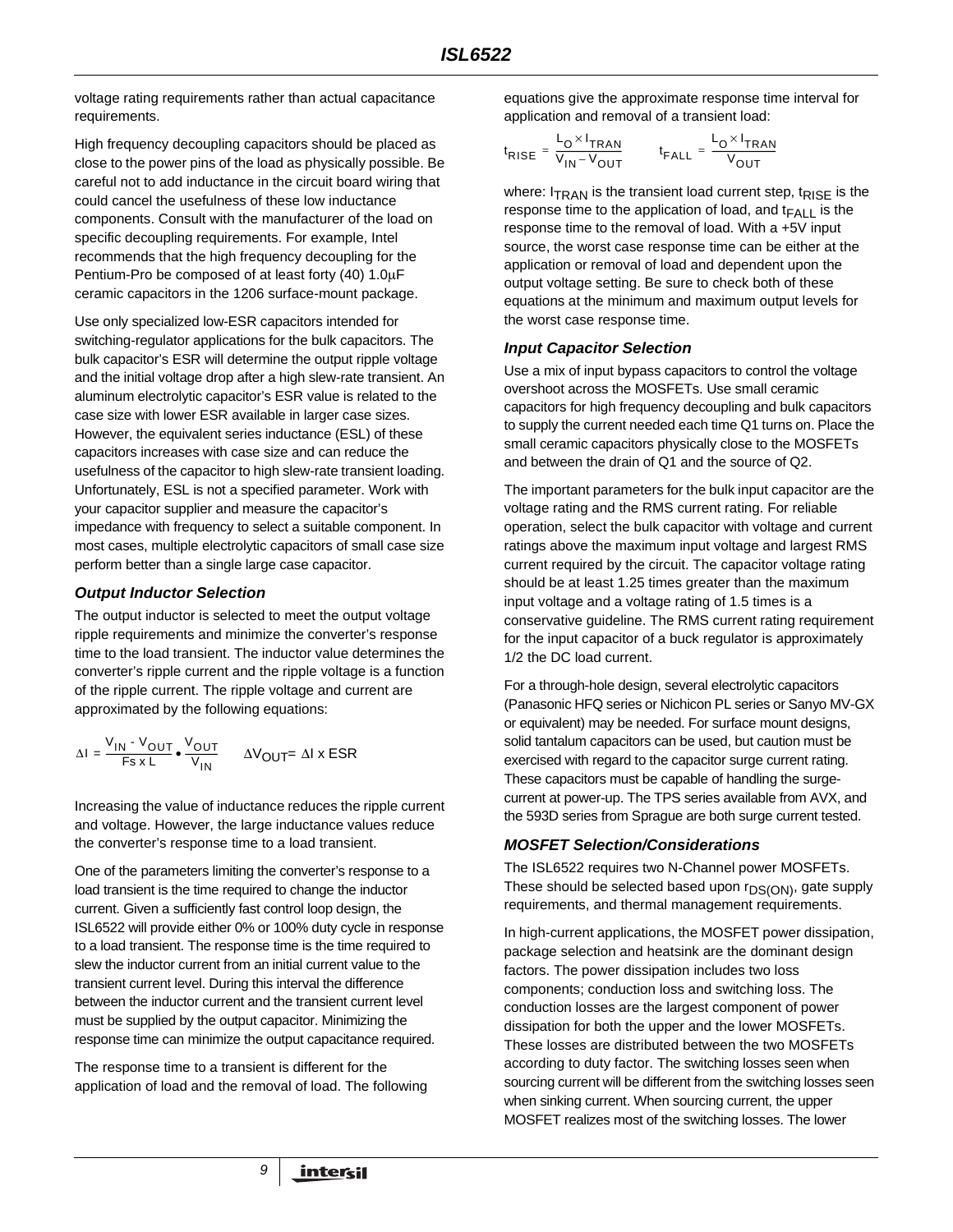voltage rating requirements rather than actual capacitance requirements.

High frequency decoupling capacitors should be placed as close to the power pins of the load as physically possible. Be careful not to add inductance in the circuit board wiring that could cancel the usefulness of these low inductance components. Consult with the manufacturer of the load on specific decoupling requirements. For example, Intel recommends that the high frequency decoupling for the Pentium-Pro be composed of at least forty (40) 1.0μF ceramic capacitors in the 1206 surface-mount package.

Use only specialized low-ESR capacitors intended for switching-regulator applications for the bulk capacitors. The bulk capacitor's ESR will determine the output ripple voltage and the initial voltage drop after a high slew-rate transient. An aluminum electrolytic capacitor's ESR value is related to the case size with lower ESR available in larger case sizes. However, the equivalent series inductance (ESL) of these capacitors increases with case size and can reduce the usefulness of the capacitor to high slew-rate transient loading. Unfortunately, ESL is not a specified parameter. Work with your capacitor supplier and measure the capacitor's impedance with frequency to select a suitable component. In most cases, multiple electrolytic capacitors of small case size perform better than a single large case capacitor.

### Output Inductor Selection

The output inductor is selected to meet the output voltage ripple requirements and minimize the converter's response time to the load transient. The inductor value determines the converter's ripple current and the ripple voltage is a function of the ripple current. The ripple voltage and current are approximated by the following equations:

$$\Delta I = \frac{V_{IN} - V_{OUT}}{Fs \times L} \bullet \frac{V_{OUT}}{V_{IN}} \qquad \Delta V_{OUT} = \Delta I \times ESR$$

Increasing the value of inductance reduces the ripple current and voltage. However, the large inductance values reduce the converter's response time to a load transient.

One of the parameters limiting the converter's response to a load transient is the time required to change the inductor current. Given a sufficiently fast control loop design, the ISL6522 will provide either 0% or 100% duty cycle in response to a load transient. The response time is the time required to slew the inductor current from an initial current value to the transient current level. During this interval the difference between the inductor current and the transient current level must be supplied by the output capacitor. Minimizing the response time can minimize the output capacitance required.

The response time to a transient is different for the application of load and the removal of load. The following equations give the approximate response time interval for application and removal of a transient load:

$$t_{RISE} = \frac{L_O \times I_{TRAN}}{V_{IN} - V_{OUT}} \qquad t_{FALL} = \frac{L_O \times I_{TRAN}}{V_{OUT}}$$

where: $I_{TRAN}$ is the transient load current step, $t_{RISE}$ is the response time to the application of load, and $t_{FALL}$ is the response time to the removal of load. With a +5V input source, the worst case response time can be either at the application or removal of load and dependent upon the output voltage setting. Be sure to check both of these equations at the minimum and maximum output levels for the worst case response time.

### Input Capacitor Selection

Use a mix of input bypass capacitors to control the voltage overshoot across the MOSFETs. Use small ceramic capacitors for high frequency decoupling and bulk capacitors to supply the current needed each time Q1 turns on. Place the small ceramic capacitors physically close to the MOSFETs and between the drain of Q1 and the source of Q2.

The important parameters for the bulk input capacitor are the voltage rating and the RMS current rating. For reliable operation, select the bulk capacitor with voltage and current ratings above the maximum input voltage and largest RMS current required by the circuit. The capacitor voltage rating should be at least 1.25 times greater than the maximum input voltage and a voltage rating of 1.5 times is a conservative guideline. The RMS current rating requirement for the input capacitor of a buck regulator is approximately 1/2 the DC load current.

For a through-hole design, several electrolytic capacitors (Panasonic HFQ series or Nichicon PL series or Sanyo MV-GX or equivalent) may be needed. For surface mount designs, solid tantalum capacitors can be used, but caution must be exercised with regard to the capacitor surge current rating. These capacitors must be capable of handling the surge-current at power-up. The TPS series available from AVX, and the 593D series from Sprague are both surge current tested.

### MOSFET Selection/Considerations

The ISL6522 requires two N-Channel power MOSFETs. These should be selected based upon $r_{DS(ON)}$, gate supply requirements, and thermal management requirements.

In high-current applications, the MOSFET power dissipation, package selection and heatsink are the dominant design factors. The power dissipation includes two loss components; conduction loss and switching loss. The conduction losses are the largest component of power dissipation for both the upper and the lower MOSFETs. These losses are distributed between the two MOSFETs according to duty factor. The switching losses seen when sourcing current will be different from the switching losses seen when sinking current. When sourcing current, the upper MOSFET realizes most of the switching losses. The lower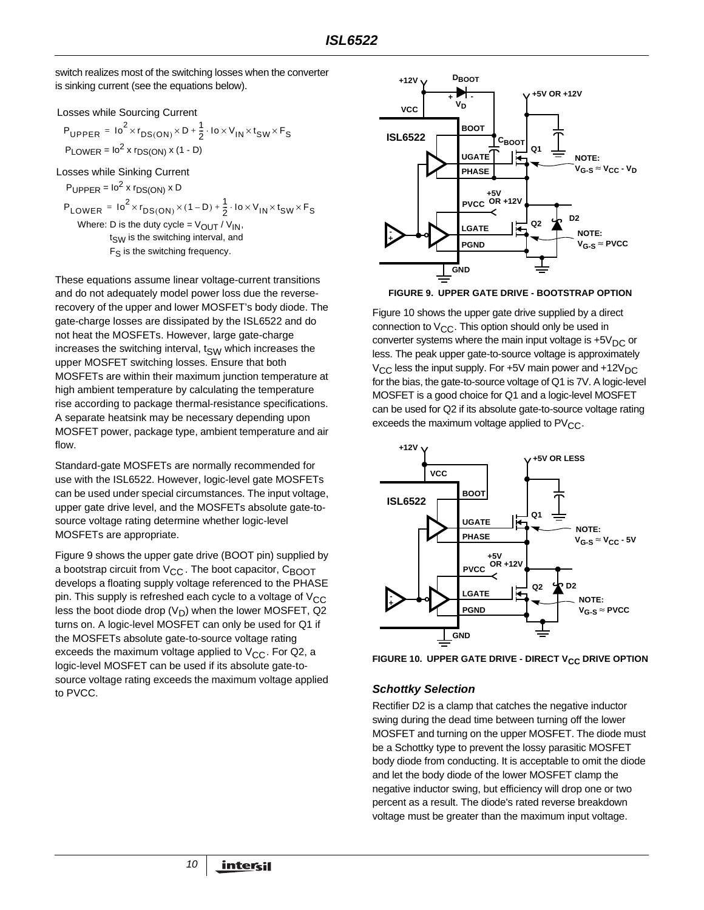switch realizes most of the switching losses when the converter is sinking current (see the equations below).

Losses while Sourcing Current

$$P_{UPPER} = Io^2 \times r_{DS(ON)} \times D + \frac{1}{2} \cdot Io \times V_{IN} \times t_{SW} \times F_S$$

$$P_{LOWER} = Io^2 \times r_{DS(ON)} \times (1 - D)$$

Losses while Sinking Current

$$P_{UPPER} = Io^2 \times r_{DS(ON)} \times D$$

$$P_{LOWER} = Io^2 \times r_{DS(ON)} \times (1 - D) + \frac{1}{2} \cdot Io \times V_{IN} \times t_{SW} \times F_S$$

Where: D is the duty cycle = $V_{OUT} / V_{IN}$,
$t_{SW}$ is the switching interval, and
$F_S$ is the switching frequency.

These equations assume linear voltage-current transitions and do not adequately model power loss due the reverse-recovery of the upper and lower MOSFET's body diode. The gate-charge losses are dissipated by the ISL6522 and do not heat the MOSFETs. However, large gate-charge increases the switching interval, $t_{SW}$ which increases the upper MOSFET switching losses. Ensure that both MOSFETs are within their maximum junction temperature at high ambient temperature by calculating the temperature rise according to package thermal-resistance specifications. A separate heatsink may be necessary depending upon MOSFET power, package type, ambient temperature and air flow.

Standard-gate MOSFETs are normally recommended for use with the ISL6522. However, logic-level gate MOSFETs can be used under special circumstances. The input voltage, upper gate drive level, and the MOSFETs absolute gate-to-source voltage rating determine whether logic-level MOSFETs are appropriate.

Figure 9 shows the upper gate drive (BOOT pin) supplied by a bootstrap circuit from $V_{CC}$. The boot capacitor, $C_{BOOT}$ develops a floating supply voltage referenced to the PHASE pin. This supply is refreshed each cycle to a voltage of $V_{CC}$ less the boot diode drop ($V_D$) when the lower MOSFET, Q2 turns on. A logic-level MOSFET can only be used for Q1 if the MOSFETs absolute gate-to-source voltage rating exceeds the maximum voltage applied to $V_{CC}$. For Q2, a logic-level MOSFET can be used if its absolute gate-to-source voltage rating exceeds the maximum voltage applied to PVCC.

**FIGURE 9. UPPER GATE DRIVE - BOOTSTRAP OPTION**

Figure 10 shows the upper gate drive supplied by a direct connection to $V_{CC}$. This option should only be used in converter systems where the main input voltage is $+5V_{DC}$ or less. The peak upper gate-to-source voltage is approximately $V_{CC}$ less the input supply. For +5V main power and $+12V_{DC}$ for the bias, the gate-to-source voltage of Q1 is 7V. A logic-level MOSFET is a good choice for Q1 and a logic-level MOSFET can be used for Q2 if its absolute gate-to-source voltage rating exceeds the maximum voltage applied to $PV_{CC}$.

**FIGURE 10. UPPER GATE DRIVE - DIRECT $V_{CC}$ DRIVE OPTION**

### *Schottky Selection*

Rectifier D2 is a clamp that catches the negative inductor swing during the dead time between turning off the lower MOSFET and turning on the upper MOSFET. The diode must be a Schottky type to prevent the lossy parasitic MOSFET body diode from conducting. It is acceptable to omit the diode and let the body diode of the lower MOSFET clamp the negative inductor swing, but efficiency will drop one or two percent as a result. The diode's rated reverse breakdown voltage must be greater than the maximum input voltage.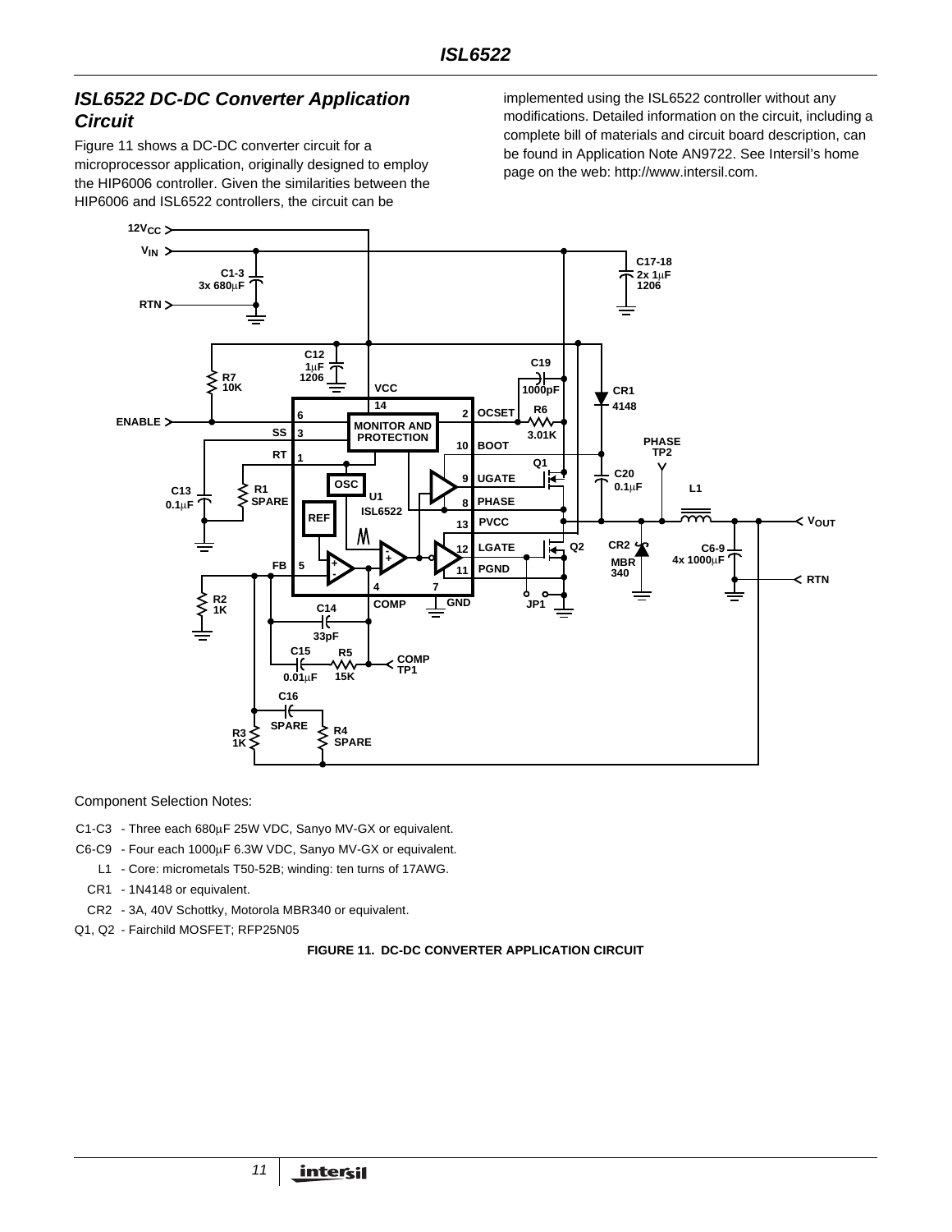## ISL6522 DC-DC Converter Application Circuit

Figure 11 shows a DC-DC converter circuit for a microprocessor application, originally designed to employ the HIP6006 controller. Given the similarities between the HIP6006 and ISL6522 controllers, the circuit can be implemented using the ISL6522 controller without any modifications. Detailed information on the circuit, including a complete bill of materials and circuit board description, can be found in Application Note AN9722. See Intersil's home page on the web: http://www.intersil.com.

Component Selection Notes:

C1-C3 - Three each 680µF 25W VDC, Sanyo MV-GX or equivalent.

C6-C9 - Four each 1000µF 6.3W VDC, Sanyo MV-GX or equivalent.

L1 - Core: micrometals T50-52B; winding: ten turns of 17AWG.

CR1 - 1N4148 or equivalent.

CR2 - 3A, 40V Schottky, Motorola MBR340 or equivalent.

Q1, Q2 - Fairchild MOSFET; RFP25N05

**FIGURE 11. DC-DC CONVERTER APPLICATION CIRCUIT**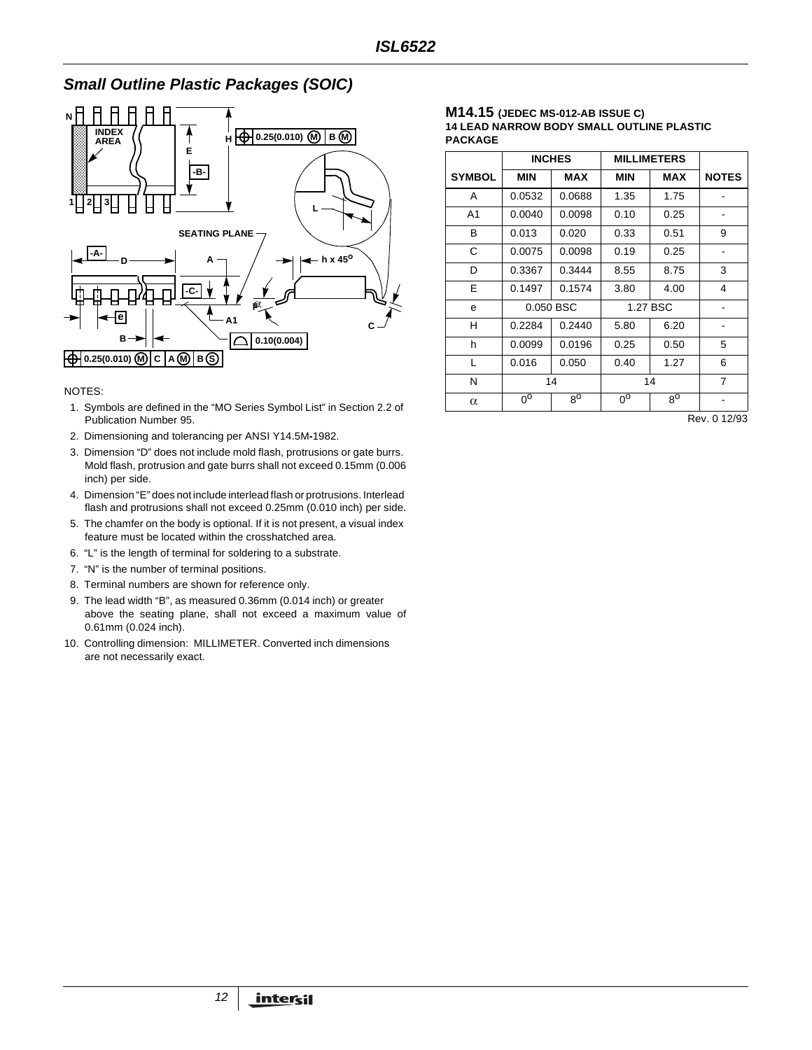## Small Outline Plastic Packages (SOIC)

### M14.15 (JEDEC MS-012-AB ISSUE C)

**14 LEAD NARROW BODY SMALL OUTLINE PLASTIC PACKAGE**

| SYMBOL | INCHES MIN | INCHES MAX | MILLIMETERS MIN | MILLIMETERS MAX | NOTES |
|---|---|---|---|---|---|
| A | 0.0532 | 0.0688 | 1.35 | 1.75 | - |
| A1 | 0.0040 | 0.0098 | 0.10 | 0.25 | - |
| B | 0.013 | 0.020 | 0.33 | 0.51 | 9 |
| C | 0.0075 | 0.0098 | 0.19 | 0.25 | - |
| D | 0.3367 | 0.3444 | 8.55 | 8.75 | 3 |
| E | 0.1497 | 0.1574 | 3.80 | 4.00 | 4 |
| e | 0.050 BSC | | 1.27 BSC | | - |
| H | 0.2284 | 0.2440 | 5.80 | 6.20 | - |
| h | 0.0099 | 0.0196 | 0.25 | 0.50 | 5 |
| L | 0.016 | 0.050 | 0.40 | 1.27 | 6 |
| N | 14 | | 14 | | 7 |
| $\alpha$ | $0^o$ | $8^o$ | $0^o$ | $8^o$ | - |

Rev. 0 12/93

NOTES:

1. Symbols are defined in the "MO Series Symbol List" in Section 2.2 of Publication Number 95.
2. Dimensioning and tolerancing per ANSI Y14.5M-1982.
3. Dimension "D" does not include mold flash, protrusions or gate burrs. Mold flash, protrusion and gate burrs shall not exceed 0.15mm (0.006 inch) per side.
4. Dimension "E" does not include interlead flash or protrusions. Interlead flash and protrusions shall not exceed 0.25mm (0.010 inch) per side.
5. The chamfer on the body is optional. If it is not present, a visual index feature must be located within the crosshatched area.
6. "L" is the length of terminal for soldering to a substrate.
7. "N" is the number of terminal positions.
8. Terminal numbers are shown for reference only.
9. The lead width "B", as measured 0.36mm (0.014 inch) or greater above the seating plane, shall not exceed a maximum value of 0.61mm (0.024 inch).
10. Controlling dimension: MILLIMETER. Converted inch dimensions are not necessarily exact.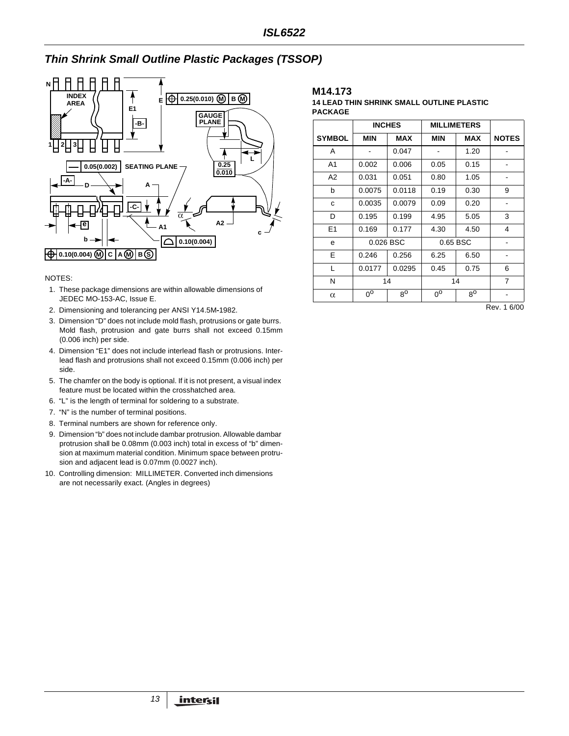## Thin Shrink Small Outline Plastic Packages (TSSOP)

NOTES:

1. These package dimensions are within allowable dimensions of JEDEC MO-153-AC, Issue E.
2. Dimensioning and tolerancing per ANSI Y14.5M-1982.
3. Dimension "D" does not include mold flash, protrusions or gate burrs. Mold flash, protrusion and gate burrs shall not exceed 0.15mm (0.006 inch) per side.
4. Dimension "E1" does not include interlead flash or protrusions. Interlead flash and protrusions shall not exceed 0.15mm (0.006 inch) per side.
5. The chamfer on the body is optional. If it is not present, a visual index feature must be located within the crosshatched area.
6. "L" is the length of terminal for soldering to a substrate.
7. "N" is the number of terminal positions.
8. Terminal numbers are shown for reference only.
9. Dimension "b" does not include dambar protrusion. Allowable dambar protrusion shall be 0.08mm (0.003 inch) total in excess of "b" dimension at maximum material condition. Minimum space between protrusion and adjacent lead is 0.07mm (0.0027 inch).
10. Controlling dimension: MILLIMETER. Converted inch dimensions are not necessarily exact. (Angles in degrees)

### M14.173

**14 LEAD THIN SHRINK SMALL OUTLINE PLASTIC PACKAGE**

| SYMBOL | INCHES MIN | INCHES MAX | MILLIMETERS MIN | MILLIMETERS MAX | NOTES |
|---|---|---|---|---|---|
| A | - | 0.047 | - | 1.20 | - |
| A1 | 0.002 | 0.006 | 0.05 | 0.15 | - |
| A2 | 0.031 | 0.051 | 0.80 | 1.05 | - |
| b | 0.0075 | 0.0118 | 0.19 | 0.30 | 9 |
| c | 0.0035 | 0.0079 | 0.09 | 0.20 | - |
| D | 0.195 | 0.199 | 4.95 | 5.05 | 3 |
| E1 | 0.169 | 0.177 | 4.30 | 4.50 | 4 |
| e | 0.026 BSC | | 0.65 BSC | | - |
| E | 0.246 | 0.256 | 6.25 | 6.50 | - |
| L | 0.0177 | 0.0295 | 0.45 | 0.75 | 6 |
| N | 14 | | 14 | | 7 |
| $\alpha$ | $0^o$ | $8^o$ | $0^o$ | $8^o$ | - |

Rev. 1 6/00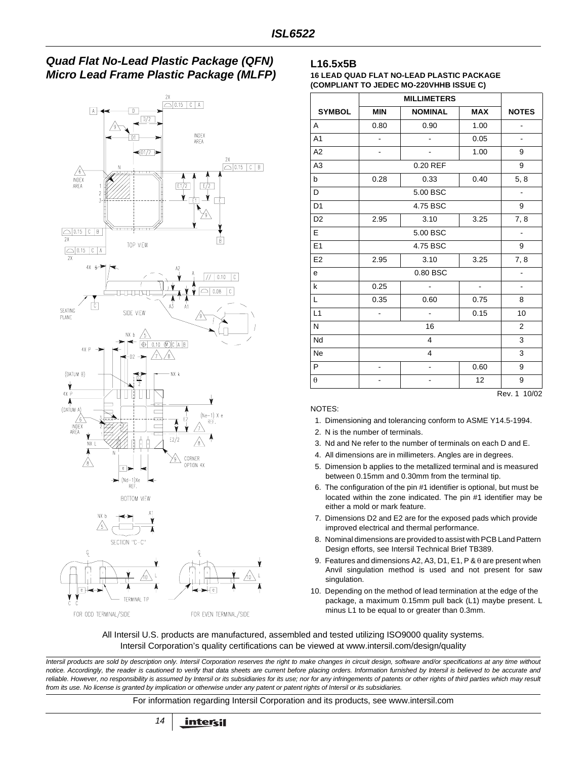## Quad Flat No-Lead Plastic Package (QFN) Micro Lead Frame Plastic Package (MLFP)

### L16.5x5B

**16 LEAD QUAD FLAT NO-LEAD PLASTIC PACKAGE (COMPLIANT TO JEDEC MO-220VHHB ISSUE C)**

| | MILLIMETERS | | | |
|---|---|---|---|---|
| SYMBOL | MIN | NOMINAL | MAX | NOTES |
| A | 0.80 | 0.90 | 1.00 | - |
| A1 | - | - | 0.05 | - |
| A2 | - | - | 1.00 | 9 |
| A3 | 0.20 REF | | | 9 |
| b | 0.28 | 0.33 | 0.40 | 5, 8 |
| D | 5.00 BSC | | | - |
| D1 | 4.75 BSC | | | 9 |
| D2 | 2.95 | 3.10 | 3.25 | 7, 8 |
| E | 5.00 BSC | | | - |
| E1 | 4.75 BSC | | | 9 |
| E2 | 2.95 | 3.10 | 3.25 | 7, 8 |
| e | 0.80 BSC | | | - |
| k | 0.25 | - | - | - |
| L | 0.35 | 0.60 | 0.75 | 8 |
| L1 | - | - | 0.15 | 10 |
| N | 16 | | | 2 |
| Nd | 4 | | | 3 |
| Ne | 4 | | | 3 |
| P | - | - | 0.60 | 9 |
| θ | - | - | 12 | 9 |

Rev. 1 10/02

NOTES:

1. Dimensioning and tolerancing conform to ASME Y14.5-1994.
2. N is the number of terminals.
3. Nd and Ne refer to the number of terminals on each D and E.
4. All dimensions are in millimeters. Angles are in degrees.
5. Dimension b applies to the metallized terminal and is measured between 0.15mm and 0.30mm from the terminal tip.
6. The configuration of the pin #1 identifier is optional, but must be located within the zone indicated. The pin #1 identifier may be either a mold or mark feature.
7. Dimensions D2 and E2 are for the exposed pads which provide improved electrical and thermal performance.
8. Nominal dimensions are provided to assist with PCB Land Pattern Design efforts, see Intersil Technical Brief TB389.
9. Features and dimensions A2, A3, D1, E1, P & θ are present when Anvil singulation method is used and not present for saw singulation.
10. Depending on the method of lead termination at the edge of the package, a maximum 0.15mm pull back (L1) maybe present. L minus L1 to be equal to or greater than 0.3mm.

All Intersil U.S. products are manufactured, assembled and tested utilizing ISO9000 quality systems. Intersil Corporation's quality certifications can be viewed at www.intersil.com/design/quality

*Intersil products are sold by description only. Intersil Corporation reserves the right to make changes in circuit design, software and/or specifications at any time without notice. Accordingly, the reader is cautioned to verify that data sheets are current before placing orders. Information furnished by Intersil is believed to be accurate and reliable. However, no responsibility is assumed by Intersil or its subsidiaries for its use; nor for any infringements of patents or other rights of third parties which may result from its use. No license is granted by implication or otherwise under any patent or patent rights of Intersil or its subsidiaries.*

For information regarding Intersil Corporation and its products, see www.intersil.com